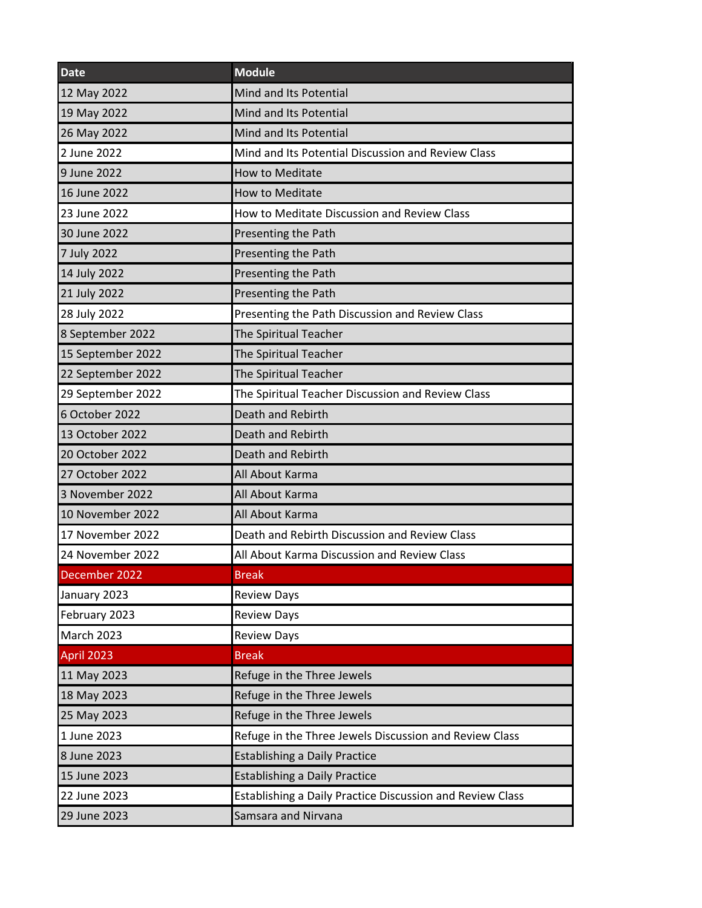| Date | Module |
| --- | --- |
| 12 May 2022 | Mind and Its Potential |
| 19 May 2022 | Mind and Its Potential |
| 26 May 2022 | Mind and Its Potential |
| 2 June 2022 | Mind and Its Potential Discussion and Review Class |
| 9 June 2022 | How to Meditate |
| 16 June 2022 | How to Meditate |
| 23 June 2022 | How to Meditate Discussion and Review Class |
| 30 June 2022 | Presenting the Path |
| 7 July 2022 | Presenting the Path |
| 14 July 2022 | Presenting the Path |
| 21 July 2022 | Presenting the Path |
| 28 July 2022 | Presenting the Path Discussion and Review Class |
| 8 September 2022 | The Spiritual Teacher |
| 15 September 2022 | The Spiritual Teacher |
| 22 September 2022 | The Spiritual Teacher |
| 29 September 2022 | The Spiritual Teacher Discussion and Review Class |
| 6 October 2022 | Death and Rebirth |
| 13 October 2022 | Death and Rebirth |
| 20 October 2022 | Death and Rebirth |
| 27 October 2022 | All About Karma |
| 3 November 2022 | All About Karma |
| 10 November 2022 | All About Karma |
| 17 November 2022 | Death and Rebirth Discussion and Review Class |
| 24 November 2022 | All About Karma Discussion and Review Class |
| December 2022 | Break |
| January 2023 | Review Days |
| February 2023 | Review Days |
| March 2023 | Review Days |
| April 2023 | Break |
| 11 May 2023 | Refuge in the Three Jewels |
| 18 May 2023 | Refuge in the Three Jewels |
| 25 May 2023 | Refuge in the Three Jewels |
| 1 June 2023 | Refuge in the Three Jewels Discussion and Review Class |
| 8 June 2023 | Establishing a Daily Practice |
| 15 June 2023 | Establishing a Daily Practice |
| 22 June 2023 | Establishing a Daily Practice Discussion and Review Class |
| 29 June 2023 | Samsara and Nirvana |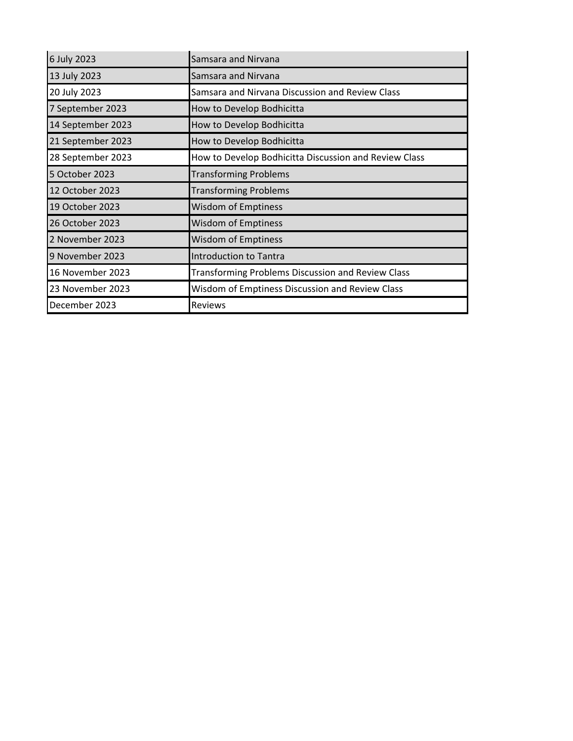| | |
|---|---|
| 6 July 2023 | Samsara and Nirvana |
| 13 July 2023 | Samsara and Nirvana |
| 20 July 2023 | Samsara and Nirvana Discussion and Review Class |
| 7 September 2023 | How to Develop Bodhicitta |
| 14 September 2023 | How to Develop Bodhicitta |
| 21 September 2023 | How to Develop Bodhicitta |
| 28 September 2023 | How to Develop Bodhicitta Discussion and Review Class |
| 5 October 2023 | Transforming Problems |
| 12 October 2023 | Transforming Problems |
| 19 October 2023 | Wisdom of Emptiness |
| 26 October 2023 | Wisdom of Emptiness |
| 2 November 2023 | Wisdom of Emptiness |
| 9 November 2023 | Introduction to Tantra |
| 16 November 2023 | Transforming Problems Discussion and Review Class |
| 23 November 2023 | Wisdom of Emptiness Discussion and Review Class |
| December 2023 | Reviews |